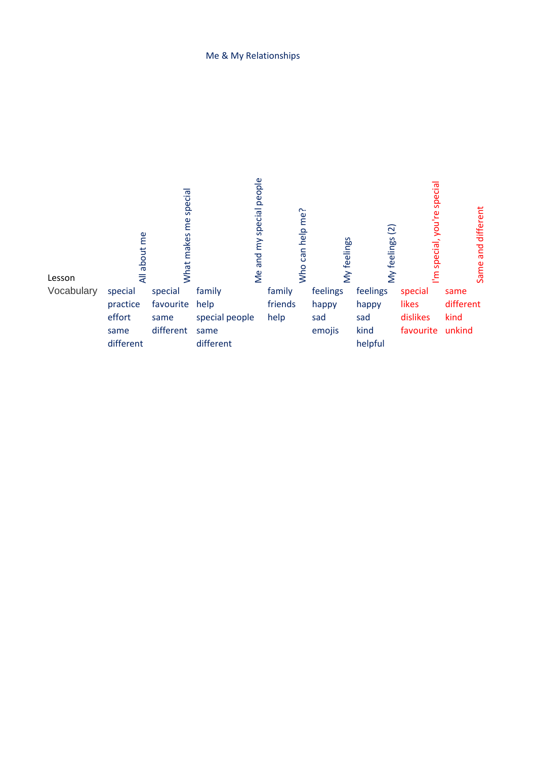# Me & My Relationships

| Lesson | All about me | What makes me special | Me and my special people | Who can help me? | My feelings | My feelings (2) | I'm special, you're special | Same and different |
|---|---|---|---|---|---|---|---|---|
| Vocabulary | special<br>practice<br>effort<br>same<br>different | special<br>favourite<br>same<br>different | family<br>help<br>special people<br>same<br>different | family<br>friends<br>help | feelings<br>happy<br>sad<br>emojis | feelings<br>happy<br>sad<br>kind<br>helpful | special<br>likes<br>dislikes<br>favourite | same<br>different<br>kind<br>unkind |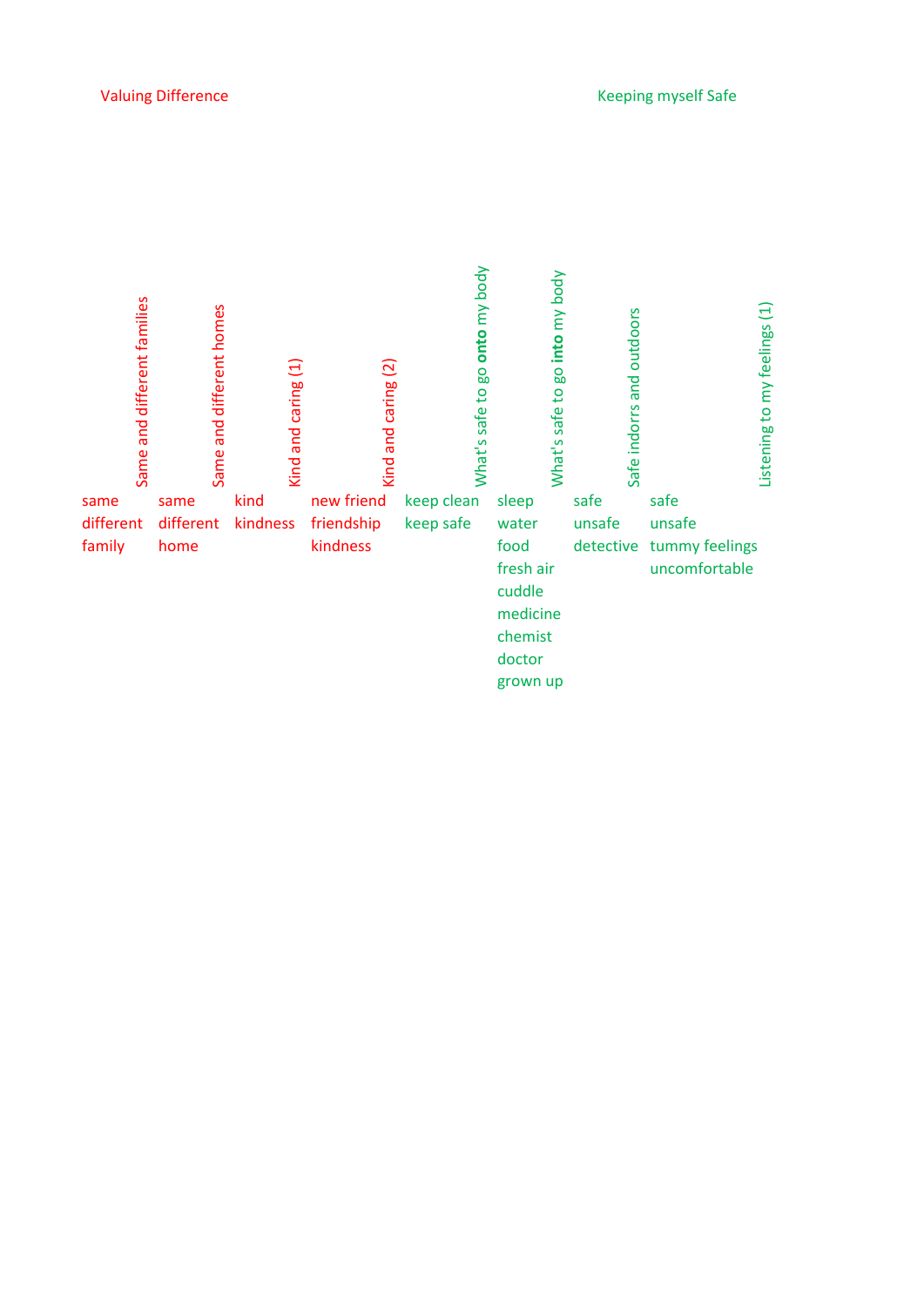Valuing Difference

Keeping myself Safe

| Same and different families | Same and different homes | Kind and caring (1) | Kind and caring (2) | What's safe to go **onto** my body | What's safe to go **into** my body | Safe indorrs and outdoors | Listening to my feelings (1) |
|---|---|---|---|---|---|---|---|
| same<br>different<br>family | same<br>different<br>home | kind<br>kindness | new friend<br>friendship<br>kindness | keep clean<br>keep safe | sleep<br>water<br>food<br>fresh air<br>cuddle<br>medicine<br>chemist<br>doctor<br>grown up | safe<br>unsafe<br>detective | safe<br>unsafe<br>tummy feelings<br>uncomfortable |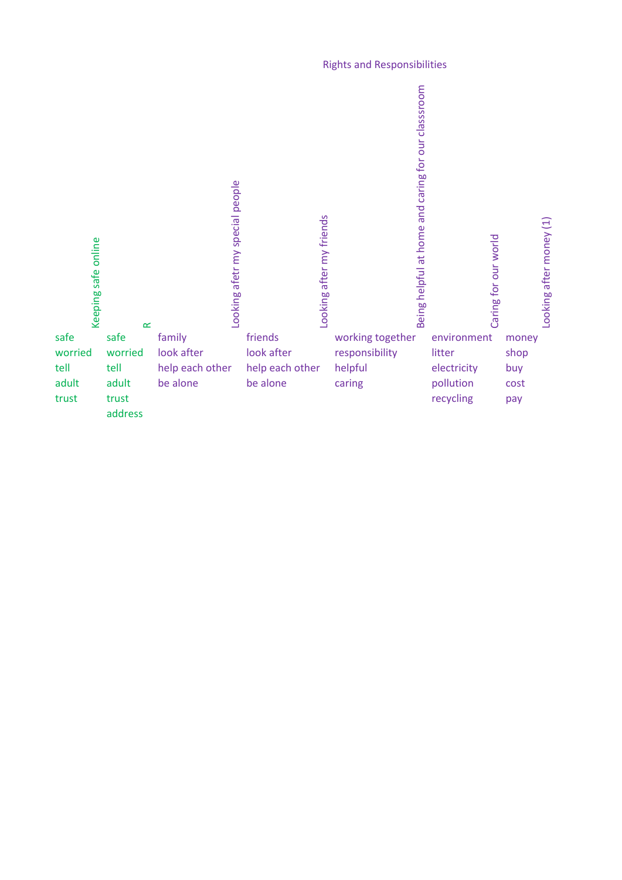Rights and Responsibilities

| Keeping safe online | R | Looking afetr my special people | Looking after my friends | Being helpful at home and caring for our classroom | Caring for our world | Looking after money (1) |
| --- | --- | --- | --- | --- | --- | --- |
| safe | safe | family | friends | working together | environment | money |
| worried | worried | look after | look after | responsibility | litter | shop |
| tell | tell | help each other | help each other | helpful | electricity | buy |
| adult | adult | be alone | be alone | caring | pollution | cost |
| trust | trust | | | | recycling | pay |
| | address | | | | | |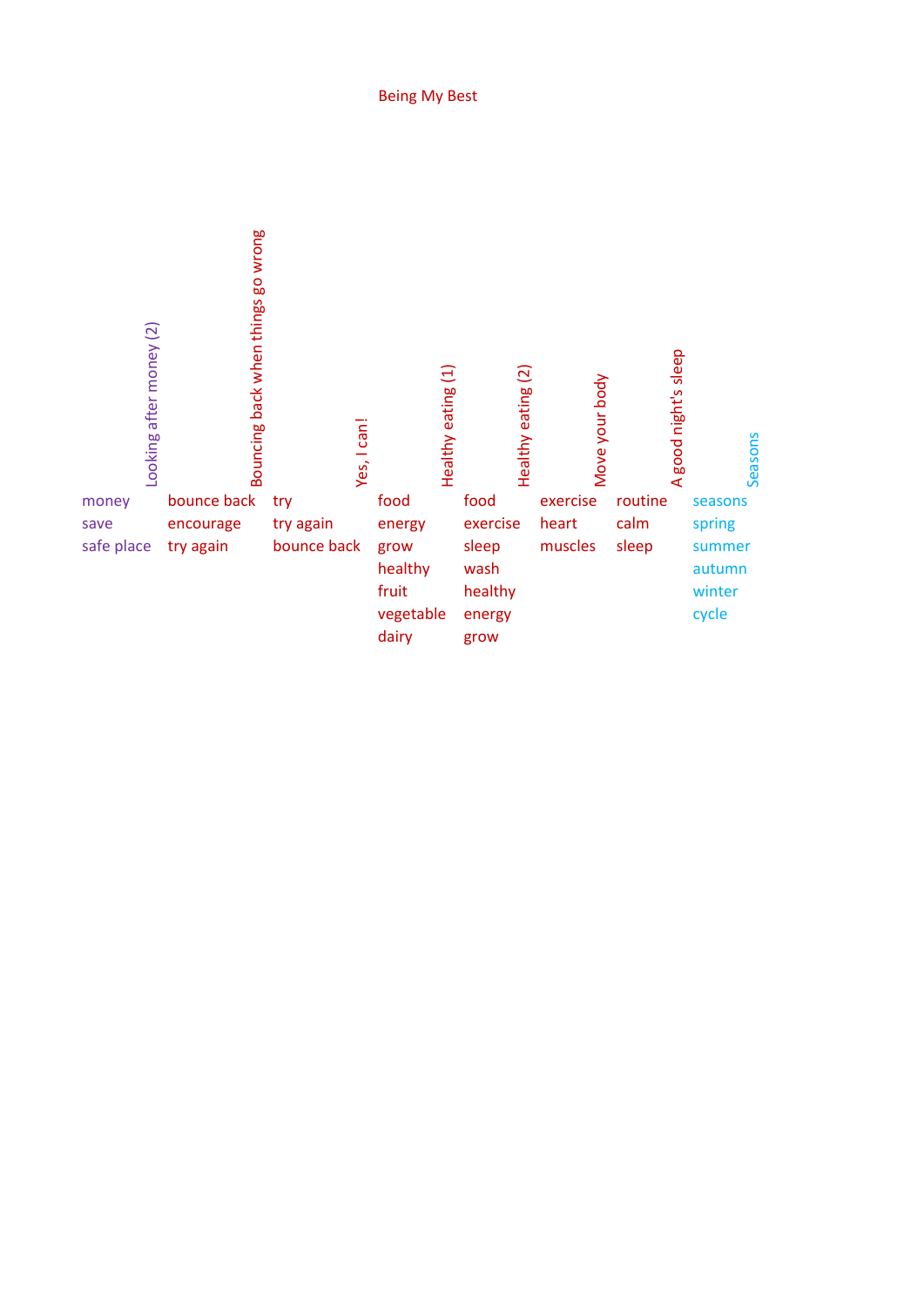# Being My Best

| Looking after money (2) | Bouncing back when things go wrong | Yes, I can! | Healthy eating (1) | Healthy eating (2) | Move your body | A good night's sleep | Seasons |
|---|---|---|---|---|---|---|---|
| money | bounce back | try | food | food | exercise | routine | seasons |
| save | encourage | try again | energy | exercise | heart | calm | spring |
| safe place | try again | bounce back | grow | sleep | muscles | sleep | summer |
| | | | healthy | wash | | | autumn |
| | | | fruit | healthy | | | winter |
| | | | vegetable | energy | | | cycle |
| | | | dairy | grow | | | |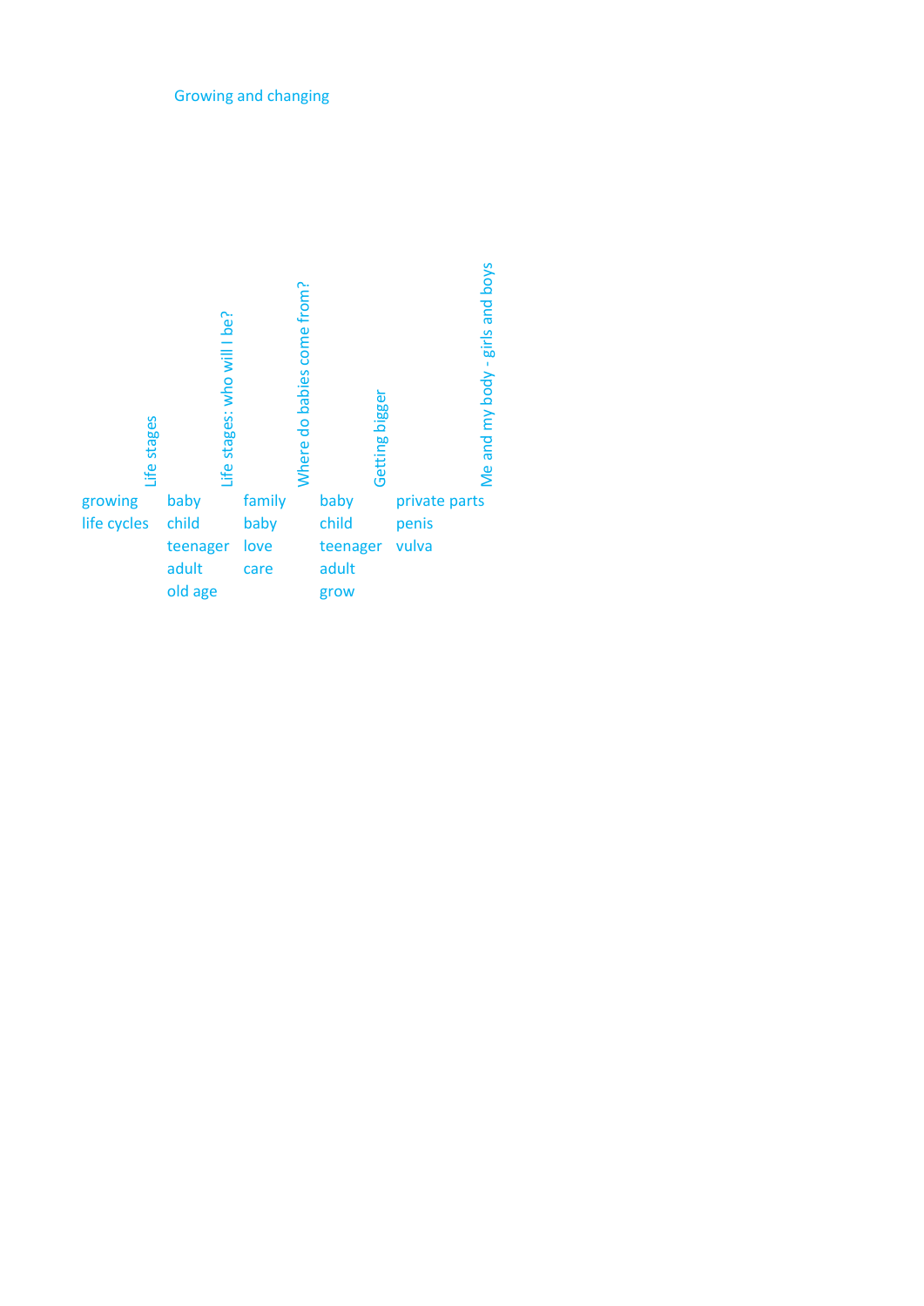# Growing and changing

| Life stages | Life stages: who will I be? | Where do babies come from? | Getting bigger | Me and my body - girls and boys |
| --- | --- | --- | --- | --- |
| growing | baby | family | baby | private parts |
| life cycles | child | baby | child | penis |
| | teenager | love | teenager | vulva |
| | adult | care | adult | |
| | old age | | grow | |